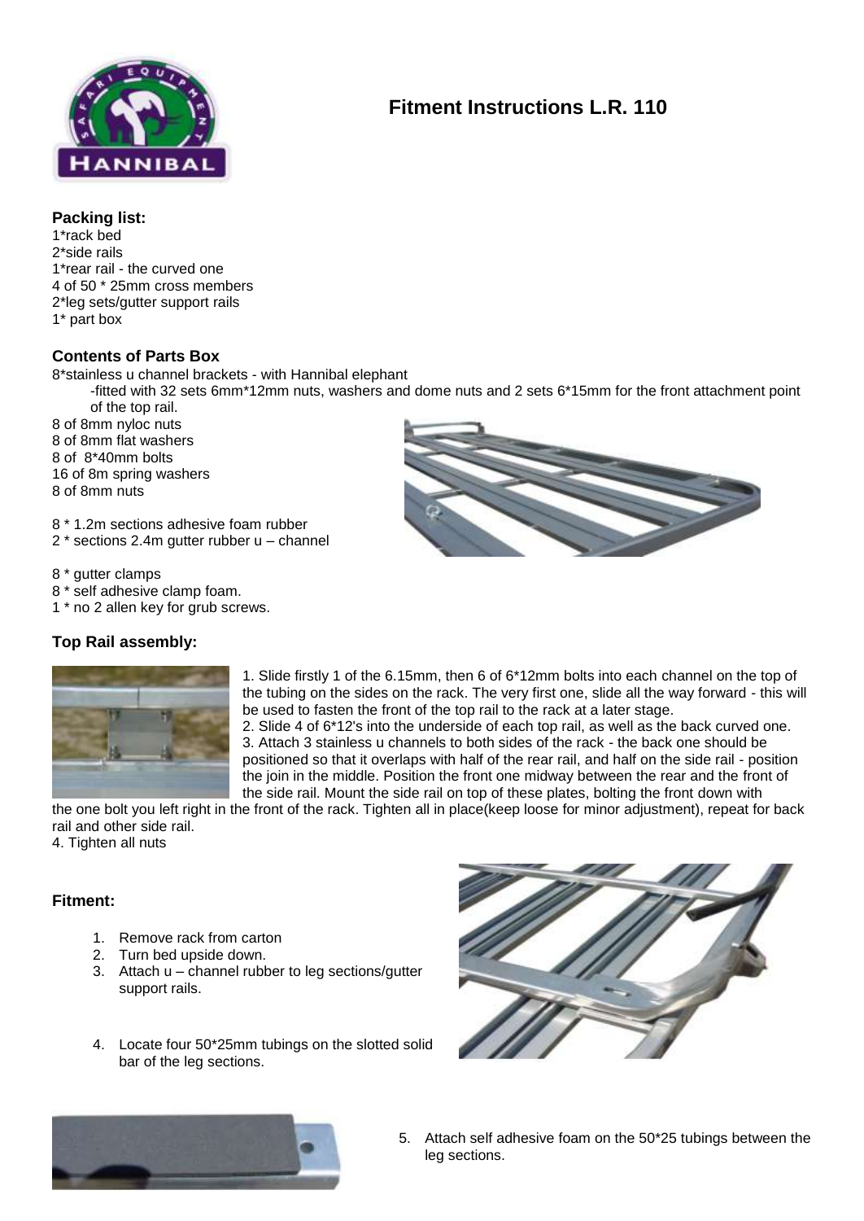# Fitment Instructions L.R. 110

## Packing list:

1*rack bed
2*side rails
1*rear rail - the curved one
4 of 50 * 25mm cross members
2*leg sets/gutter support rails
1* part box

## Contents of Parts Box

8*stainless u channel brackets - with Hannibal elephant
-fitted with 32 sets 6mm*12mm nuts, washers and dome nuts and 2 sets 6*15mm for the front attachment point of the top rail.
8 of 8mm nyloc nuts
8 of 8mm flat washers
8 of 8*40mm bolts
16 of 8m spring washers
8 of 8mm nuts

8 * 1.2m sections adhesive foam rubber
2 * sections 2.4m gutter rubber u – channel

8 * gutter clamps
8 * self adhesive clamp foam.
1 * no 2 allen key for grub screws.

## Top Rail assembly:

1. Slide firstly 1 of the 6.15mm, then 6 of 6*12mm bolts into each channel on the top of the tubing on the sides on the rack. The very first one, slide all the way forward - this will be used to fasten the front of the top rail to the rack at a later stage.
2. Slide 4 of 6*12's into the underside of each top rail, as well as the back curved one.
3. Attach 3 stainless u channels to both sides of the rack - the back one should be positioned so that it overlaps with half of the rear rail, and half on the side rail - position the join in the middle. Position the front one midway between the rear and the front of the side rail. Mount the side rail on top of these plates, bolting the front down with the one bolt you left right in the front of the rack. Tighten all in place(keep loose for minor adjustment), repeat for back rail and other side rail.
4. Tighten all nuts

## Fitment:

1. Remove rack from carton
2. Turn bed upside down.
3. Attach u – channel rubber to leg sections/gutter support rails.
4. Locate four 50*25mm tubings on the slotted solid bar of the leg sections.
5. Attach self adhesive foam on the 50*25 tubings between the leg sections.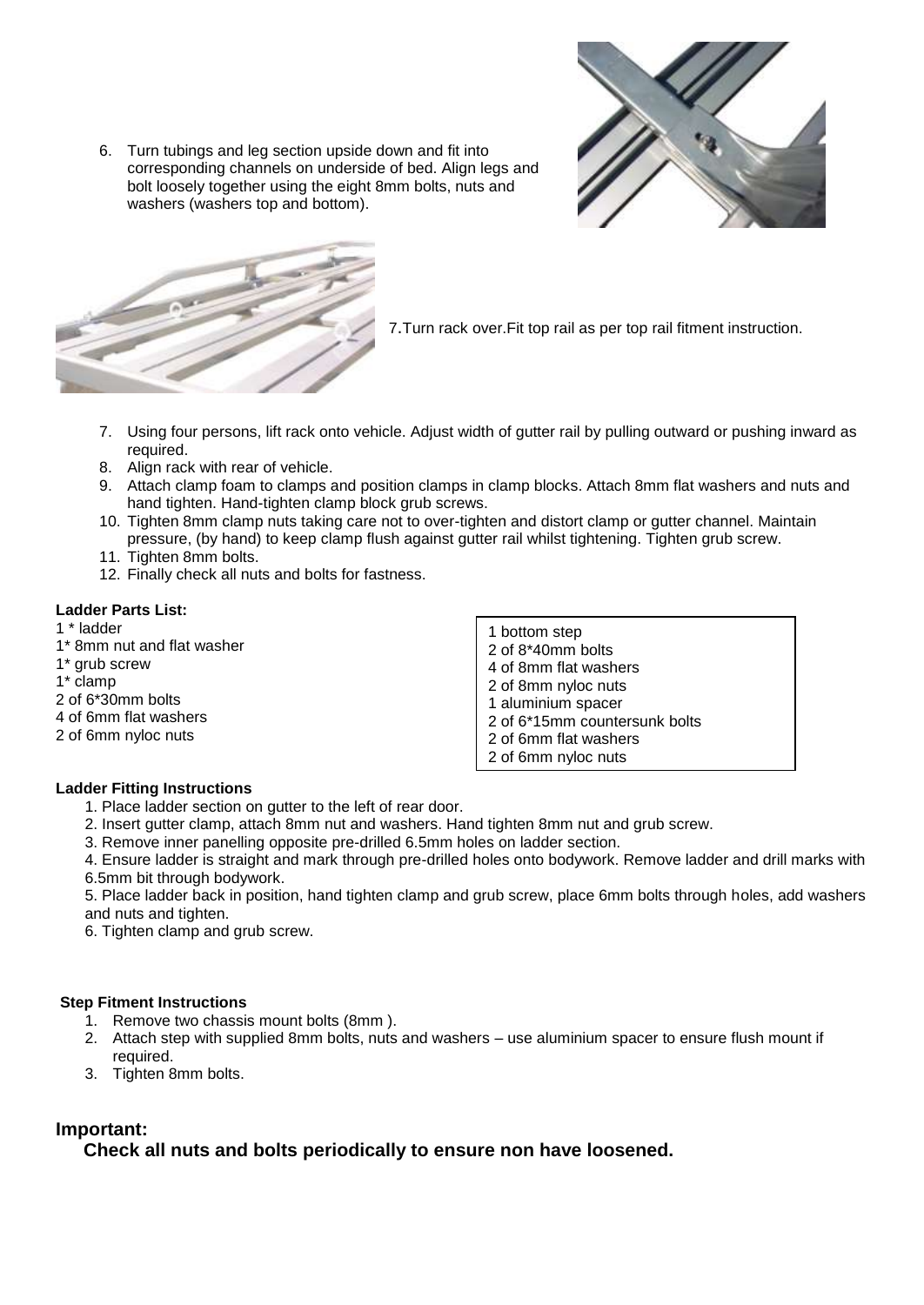6. Turn tubings and leg section upside down and fit into corresponding channels on underside of bed. Align legs and bolt loosely together using the eight 8mm bolts, nuts and washers (washers top and bottom).

7.Turn rack over.Fit top rail as per top rail fitment instruction.

7. Using four persons, lift rack onto vehicle. Adjust width of gutter rail by pulling outward or pushing inward as required.
8. Align rack with rear of vehicle.
9. Attach clamp foam to clamps and position clamps in clamp blocks. Attach 8mm flat washers and nuts and hand tighten. Hand-tighten clamp block grub screws.
10. Tighten 8mm clamp nuts taking care not to over-tighten and distort clamp or gutter channel. Maintain pressure, (by hand) to keep clamp flush against gutter rail whilst tightening. Tighten grub screw.
11. Tighten 8mm bolts.
12. Finally check all nuts and bolts for fastness.

**Ladder Parts List:**

1 * ladder
1* 8mm nut and flat washer
1* grub screw
1* clamp
2 of 6*30mm bolts
4 of 6mm flat washers
2 of 6mm nyloc nuts

1 bottom step
2 of 8*40mm bolts
4 of 8mm flat washers
2 of 8mm nyloc nuts
1 aluminium spacer
2 of 6*15mm countersunk bolts
2 of 6mm flat washers
2 of 6mm nyloc nuts

**Ladder Fitting Instructions**

1. Place ladder section on gutter to the left of rear door.
2. Insert gutter clamp, attach 8mm nut and washers. Hand tighten 8mm nut and grub screw.
3. Remove inner panelling opposite pre-drilled 6.5mm holes on ladder section.
4. Ensure ladder is straight and mark through pre-drilled holes onto bodywork. Remove ladder and drill marks with 6.5mm bit through bodywork.
5. Place ladder back in position, hand tighten clamp and grub screw, place 6mm bolts through holes, add washers and nuts and tighten.
6. Tighten clamp and grub screw.

**Step Fitment Instructions**

1. Remove two chassis mount bolts (8mm ).
2. Attach step with supplied 8mm bolts, nuts and washers – use aluminium spacer to ensure flush mount if required.
3. Tighten 8mm bolts.

## Important:

**Check all nuts and bolts periodically to ensure non have loosened.**